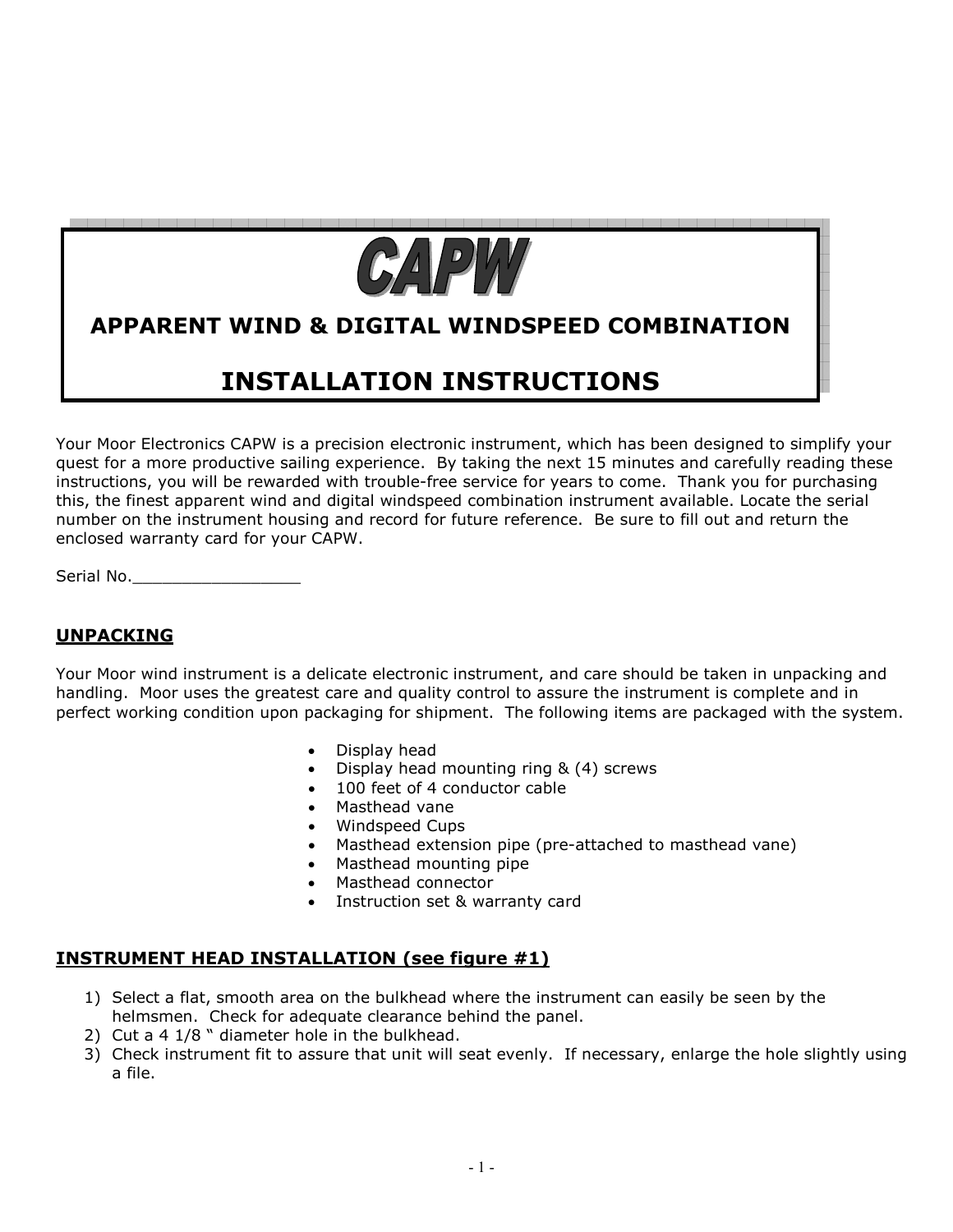# CAPW

## APPARENT WIND & DIGITAL WINDSPEED COMBINATION

## INSTALLATION INSTRUCTIONS

Your Moor Electronics CAPW is a precision electronic instrument, which has been designed to simplify your quest for a more productive sailing experience. By taking the next 15 minutes and carefully reading these instructions, you will be rewarded with trouble-free service for years to come. Thank you for purchasing this, the finest apparent wind and digital windspeed combination instrument available. Locate the serial number on the instrument housing and record for future reference. Be sure to fill out and return the enclosed warranty card for your CAPW.

Serial No.\_\_\_\_\_\_\_\_\_\_\_\_\_\_\_\_\_

### UNPACKING

Your Moor wind instrument is a delicate electronic instrument, and care should be taken in unpacking and handling. Moor uses the greatest care and quality control to assure the instrument is complete and in perfect working condition upon packaging for shipment. The following items are packaged with the system.

- Display head
- Display head mounting ring & (4) screws
- 100 feet of 4 conductor cable
- Masthead vane
- Windspeed Cups
- Masthead extension pipe (pre-attached to masthead vane)
- Masthead mounting pipe
- Masthead connector
- Instruction set & warranty card

### INSTRUMENT HEAD INSTALLATION (see figure #1)

1) Select a flat, smooth area on the bulkhead where the instrument can easily be seen by the helmsmen. Check for adequate clearance behind the panel.
2) Cut a 4 1/8 " diameter hole in the bulkhead.
3) Check instrument fit to assure that unit will seat evenly. If necessary, enlarge the hole slightly using a file.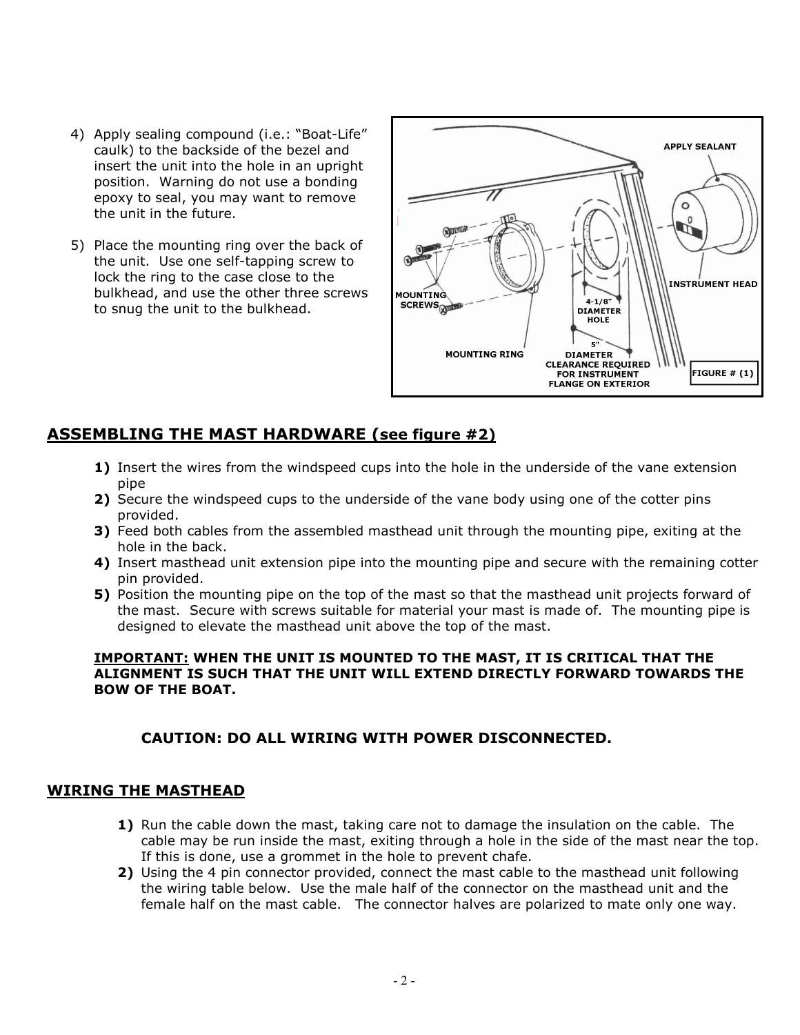4) Apply sealing compound (i.e.: “Boat-Life” caulk) to the backside of the bezel and insert the unit into the hole in an upright position. Warning do not use a bonding epoxy to seal, you may want to remove the unit in the future.

5) Place the mounting ring over the back of the unit. Use one self-tapping screw to lock the ring to the case close to the bulkhead, and use the other three screws to snug the unit to the bulkhead.

APPLY SEALANT

INSTRUMENT HEAD

MOUNTING SCREWS

4-1/8" DIAMETER HOLE

5" DIAMETER CLEARANCE REQUIRED FOR INSTRUMENT FLANGE ON EXTERIOR

MOUNTING RING

FIGURE # (1)

## ASSEMBLING THE MAST HARDWARE (see figure #2)

1) Insert the wires from the windspeed cups into the hole in the underside of the vane extension pipe
2) Secure the windspeed cups to the underside of the vane body using one of the cotter pins provided.
3) Feed both cables from the assembled masthead unit through the mounting pipe, exiting at the hole in the back.
4) Insert masthead unit extension pipe into the mounting pipe and secure with the remaining cotter pin provided.
5) Position the mounting pipe on the top of the mast so that the masthead unit projects forward of the mast. Secure with screws suitable for material your mast is made of. The mounting pipe is designed to elevate the masthead unit above the top of the mast.

**IMPORTANT: WHEN THE UNIT IS MOUNTED TO THE MAST, IT IS CRITICAL THAT THE ALIGNMENT IS SUCH THAT THE UNIT WILL EXTEND DIRECTLY FORWARD TOWARDS THE BOW OF THE BOAT.**

**CAUTION: DO ALL WIRING WITH POWER DISCONNECTED.**

## WIRING THE MASTHEAD

1) Run the cable down the mast, taking care not to damage the insulation on the cable. The cable may be run inside the mast, exiting through a hole in the side of the mast near the top. If this is done, use a grommet in the hole to prevent chafe.
2) Using the 4 pin connector provided, connect the mast cable to the masthead unit following the wiring table below. Use the male half of the connector on the masthead unit and the female half on the mast cable. The connector halves are polarized to mate only one way.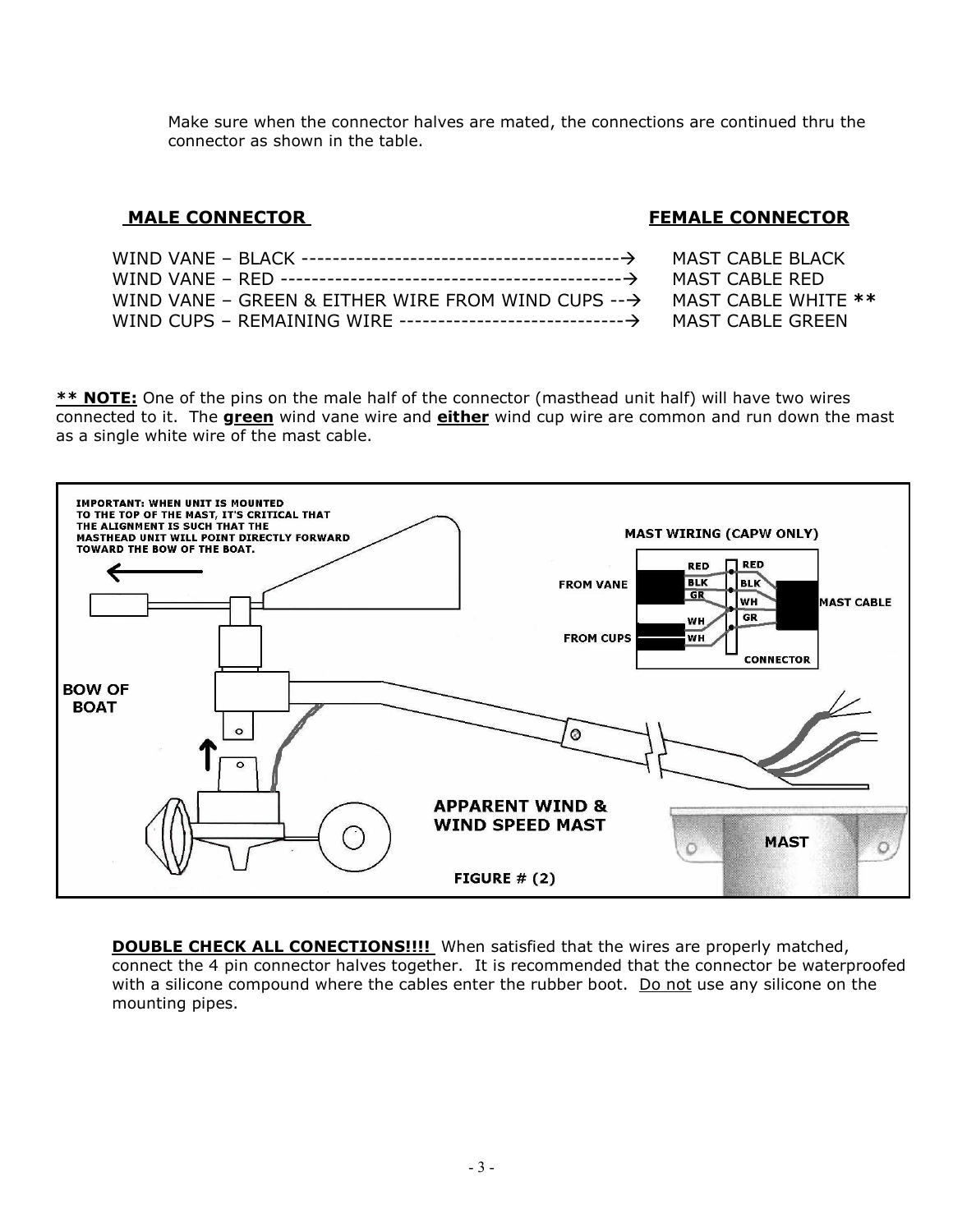Make sure when the connector halves are mated, the connections are continued thru the connector as shown in the table.

| MALE CONNECTOR | FEMALE CONNECTOR |
| --- | --- |
| WIND VANE – BLACK ------------------------------------------→ | MAST CABLE BLACK |
| WIND VANE – RED --------------------------------------------→ | MAST CABLE RED |
| WIND VANE – GREEN & EITHER WIRE FROM WIND CUPS --→ | MAST CABLE WHITE ** |
| WIND CUPS – REMAINING WIRE -----------------------------→ | MAST CABLE GREEN |

**\*\* NOTE:** One of the pins on the male half of the connector (masthead unit half) will have two wires connected to it. The **green** wind vane wire and **either** wind cup wire are common and run down the mast as a single white wire of the mast cable.

**IMPORTANT: WHEN UNIT IS MOUNTED TO THE TOP OF THE MAST, IT'S CRITICAL THAT THE ALIGNMENT IS SUCH THAT THE MASTHEAD UNIT WILL POINT DIRECTLY FORWARD TOWARD THE BOW OF THE BOAT.**

**BOW OF BOAT**

**MAST WIRING (CAPW ONLY)**

FROM VANE: RED, BLK, GR — FROM CUPS: WH, WH — CONNECTOR — MAST CABLE: RED, BLK, WH, GR

**APPARENT WIND & WIND SPEED MAST**

**MAST**

**FIGURE # (2)**

**DOUBLE CHECK ALL CONECTIONS!!!!** When satisfied that the wires are properly matched, connect the 4 pin connector halves together. It is recommended that the connector be waterproofed with a silicone compound where the cables enter the rubber boot. Do not use any silicone on the mounting pipes.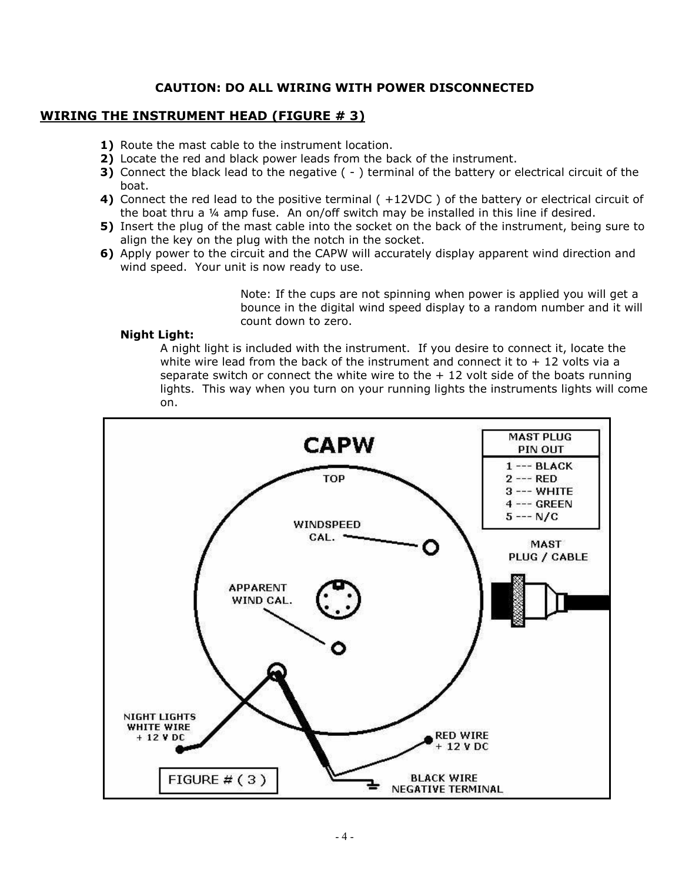**CAUTION: DO ALL WIRING WITH POWER DISCONNECTED**

## WIRING THE INSTRUMENT HEAD (FIGURE # 3)

**1)** Route the mast cable to the instrument location.
**2)** Locate the red and black power leads from the back of the instrument.
**3)** Connect the black lead to the negative ( - ) terminal of the battery or electrical circuit of the boat.
**4)** Connect the red lead to the positive terminal ( +12VDC ) of the battery or electrical circuit of the boat thru a ¼ amp fuse. An on/off switch may be installed in this line if desired.
**5)** Insert the plug of the mast cable into the socket on the back of the instrument, being sure to align the key on the plug with the notch in the socket.
**6)** Apply power to the circuit and the CAPW will accurately display apparent wind direction and wind speed. Your unit is now ready to use.

Note: If the cups are not spinning when power is applied you will get a bounce in the digital wind speed display to a random number and it will count down to zero.

**Night Light:**

A night light is included with the instrument. If you desire to connect it, locate the white wire lead from the back of the instrument and connect it to + 12 volts via a separate switch or connect the white wire to the + 12 volt side of the boats running lights. This way when you turn on your running lights the instruments lights will come on.

CAPW

TOP

WINDSPEED CAL.

APPARENT WIND CAL.

| MAST PLUG PIN OUT |
|---|
| 1 --- BLACK |
| 2 --- RED |
| 3 --- WHITE |
| 4 --- GREEN |
| 5 --- N/C |

MAST PLUG / CABLE

NIGHT LIGHTS WHITE WIRE + 12 V DC

RED WIRE + 12 V DC

BLACK WIRE NEGATIVE TERMINAL

FIGURE # ( 3 )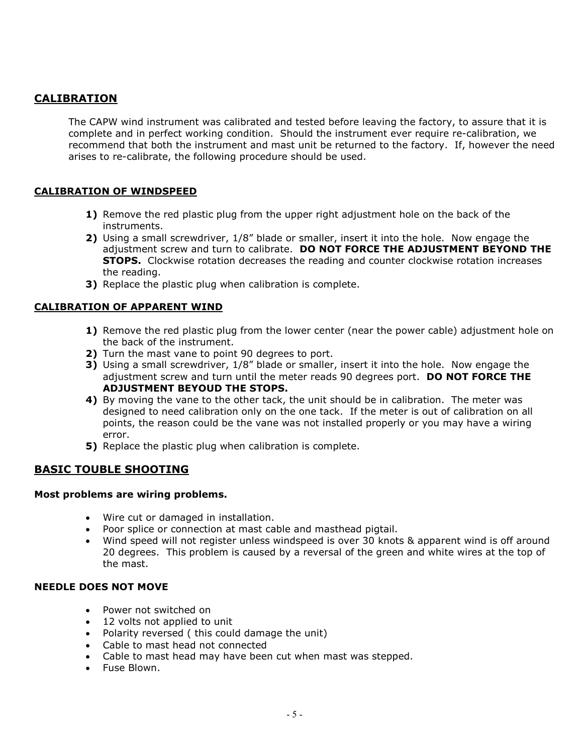## CALIBRATION

The CAPW wind instrument was calibrated and tested before leaving the factory, to assure that it is complete and in perfect working condition. Should the instrument ever require re-calibration, we recommend that both the instrument and mast unit be returned to the factory. If, however the need arises to re-calibrate, the following procedure should be used.

### CALIBRATION OF WINDSPEED

1) Remove the red plastic plug from the upper right adjustment hole on the back of the instruments.
2) Using a small screwdriver, 1/8" blade or smaller, insert it into the hole. Now engage the adjustment screw and turn to calibrate. **DO NOT FORCE THE ADJUSTMENT BEYOND THE STOPS.** Clockwise rotation decreases the reading and counter clockwise rotation increases the reading.
3) Replace the plastic plug when calibration is complete.

### CALIBRATION OF APPARENT WIND

1) Remove the red plastic plug from the lower center (near the power cable) adjustment hole on the back of the instrument.
2) Turn the mast vane to point 90 degrees to port.
3) Using a small screwdriver, 1/8" blade or smaller, insert it into the hole. Now engage the adjustment screw and turn until the meter reads 90 degrees port. **DO NOT FORCE THE ADJUSTMENT BEYOUD THE STOPS.**
4) By moving the vane to the other tack, the unit should be in calibration. The meter was designed to need calibration only on the one tack. If the meter is out of calibration on all points, the reason could be the vane was not installed properly or you may have a wiring error.
5) Replace the plastic plug when calibration is complete.

## BASIC TOUBLE SHOOTING

**Most problems are wiring problems.**

- Wire cut or damaged in installation.
- Poor splice or connection at mast cable and masthead pigtail.
- Wind speed will not register unless windspeed is over 30 knots & apparent wind is off around 20 degrees. This problem is caused by a reversal of the green and white wires at the top of the mast.

### NEEDLE DOES NOT MOVE

- Power not switched on
- 12 volts not applied to unit
- Polarity reversed ( this could damage the unit)
- Cable to mast head not connected
- Cable to mast head may have been cut when mast was stepped.
- Fuse Blown.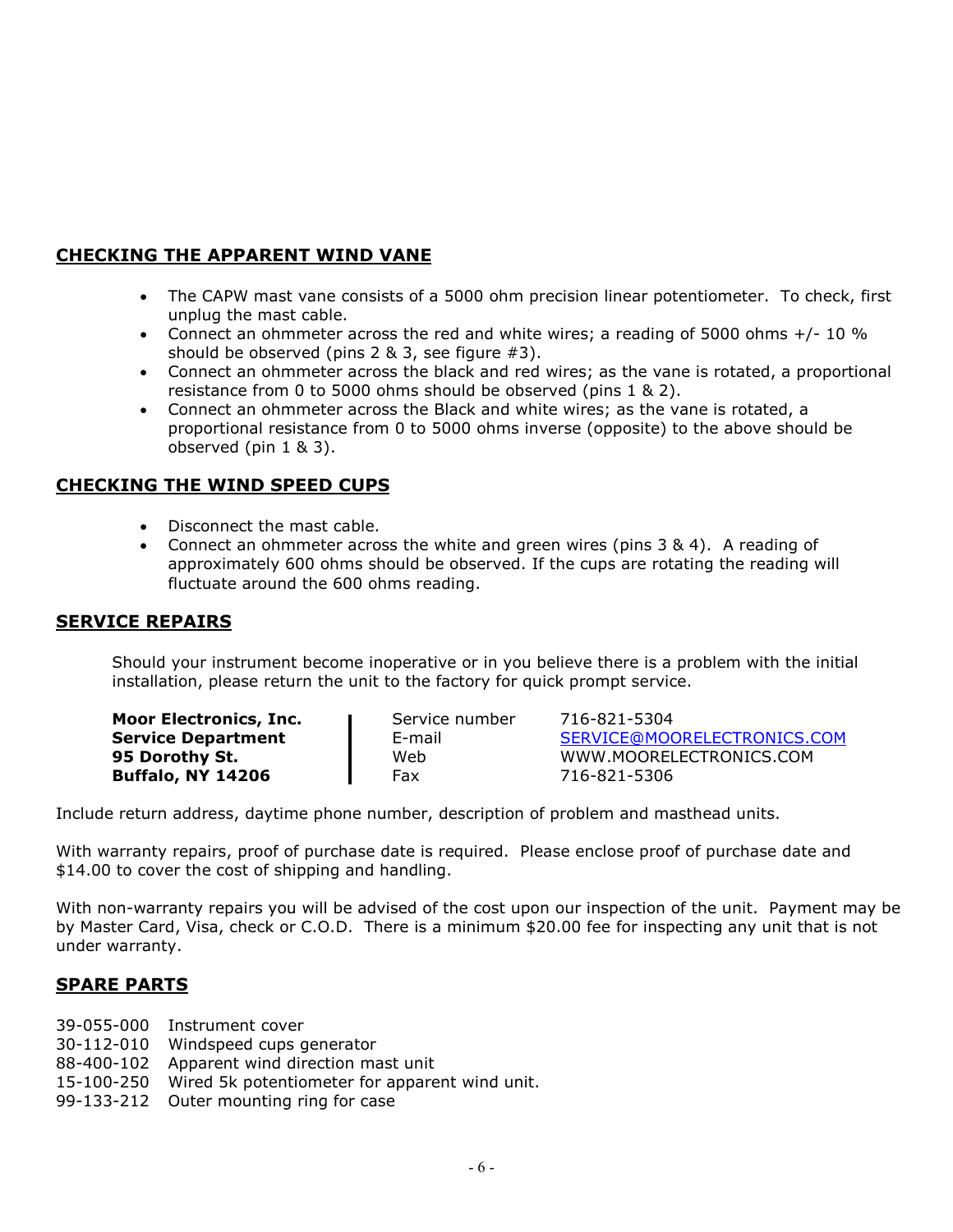## CHECKING THE APPARENT WIND VANE

- The CAPW mast vane consists of a 5000 ohm precision linear potentiometer. To check, first unplug the mast cable.
- Connect an ohmmeter across the red and white wires; a reading of 5000 ohms +/- 10 % should be observed (pins 2 & 3, see figure #3).
- Connect an ohmmeter across the black and red wires; as the vane is rotated, a proportional resistance from 0 to 5000 ohms should be observed (pins 1 & 2).
- Connect an ohmmeter across the Black and white wires; as the vane is rotated, a proportional resistance from 0 to 5000 ohms inverse (opposite) to the above should be observed (pin 1 & 3).

## CHECKING THE WIND SPEED CUPS

- Disconnect the mast cable.
- Connect an ohmmeter across the white and green wires (pins 3 & 4). A reading of approximately 600 ohms should be observed. If the cups are rotating the reading will fluctuate around the 600 ohms reading.

## SERVICE REPAIRS

Should your instrument become inoperative or in you believe there is a problem with the initial installation, please return the unit to the factory for quick prompt service.

| | | |
|---|---|---|
| **Moor Electronics, Inc.** | Service number | 716-821-5304 |
| **Service Department** | E-mail | SERVICE@MOORELECTRONICS.COM |
| **95 Dorothy St.** | Web | WWW.MOORELECTRONICS.COM |
| **Buffalo, NY 14206** | Fax | 716-821-5306 |

Include return address, daytime phone number, description of problem and masthead units.

With warranty repairs, proof of purchase date is required. Please enclose proof of purchase date and $14.00 to cover the cost of shipping and handling.

With non-warranty repairs you will be advised of the cost upon our inspection of the unit. Payment may be by Master Card, Visa, check or C.O.D. There is a minimum $20.00 fee for inspecting any unit that is not under warranty.

## SPARE PARTS

39-055-000 Instrument cover
30-112-010 Windspeed cups generator
88-400-102 Apparent wind direction mast unit
15-100-250 Wired 5k potentiometer for apparent wind unit.
99-133-212 Outer mounting ring for case